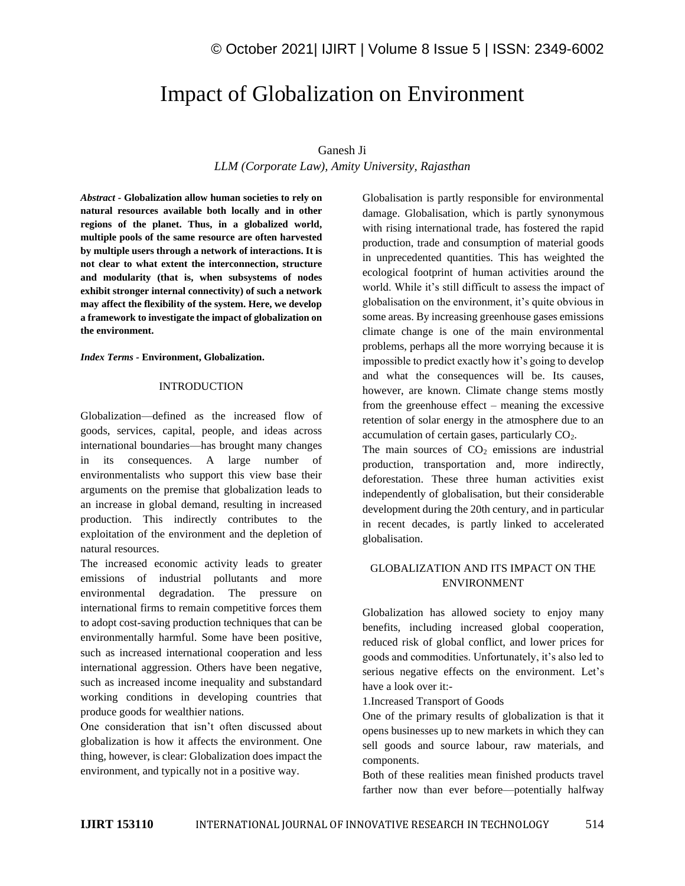# Impact of Globalization on Environment

Ganesh Ji

*LLM (Corporate Law), Amity University, Rajasthan*

***Abstract* - Globalization allow human societies to rely on natural resources available both locally and in other regions of the planet. Thus, in a globalized world, multiple pools of the same resource are often harvested by multiple users through a network of interactions. It is not clear to what extent the interconnection, structure and modularity (that is, when subsystems of nodes exhibit stronger internal connectivity) of such a network may affect the flexibility of the system. Here, we develop a framework to investigate the impact of globalization on the environment.**

***Index Terms* - Environment, Globalization.**

## INTRODUCTION

Globalization—defined as the increased flow of goods, services, capital, people, and ideas across international boundaries—has brought many changes in its consequences. A large number of environmentalists who support this view base their arguments on the premise that globalization leads to an increase in global demand, resulting in increased production. This indirectly contributes to the exploitation of the environment and the depletion of natural resources.

The increased economic activity leads to greater emissions of industrial pollutants and more environmental degradation. The pressure on international firms to remain competitive forces them to adopt cost-saving production techniques that can be environmentally harmful. Some have been positive, such as increased international cooperation and less international aggression. Others have been negative, such as increased income inequality and substandard working conditions in developing countries that produce goods for wealthier nations.

One consideration that isn't often discussed about globalization is how it affects the environment. One thing, however, is clear: Globalization does impact the environment, and typically not in a positive way.

Globalisation is partly responsible for environmental damage. Globalisation, which is partly synonymous with rising international trade, has fostered the rapid production, trade and consumption of material goods in unprecedented quantities. This has weighted the ecological footprint of human activities around the world. While it's still difficult to assess the impact of globalisation on the environment, it's quite obvious in some areas. By increasing greenhouse gases emissions climate change is one of the main environmental problems, perhaps all the more worrying because it is impossible to predict exactly how it's going to develop and what the consequences will be. Its causes, however, are known. Climate change stems mostly from the greenhouse effect – meaning the excessive retention of solar energy in the atmosphere due to an accumulation of certain gases, particularly $CO_2$.

The main sources of $CO_2$ emissions are industrial production, transportation and, more indirectly, deforestation. These three human activities exist independently of globalisation, but their considerable development during the 20th century, and in particular in recent decades, is partly linked to accelerated globalisation.

## GLOBALIZATION AND ITS IMPACT ON THE ENVIRONMENT

Globalization has allowed society to enjoy many benefits, including increased global cooperation, reduced risk of global conflict, and lower prices for goods and commodities. Unfortunately, it's also led to serious negative effects on the environment. Let's have a look over it:-

1.Increased Transport of Goods

One of the primary results of globalization is that it opens businesses up to new markets in which they can sell goods and source labour, raw materials, and components.

Both of these realities mean finished products travel farther now than ever before—potentially halfway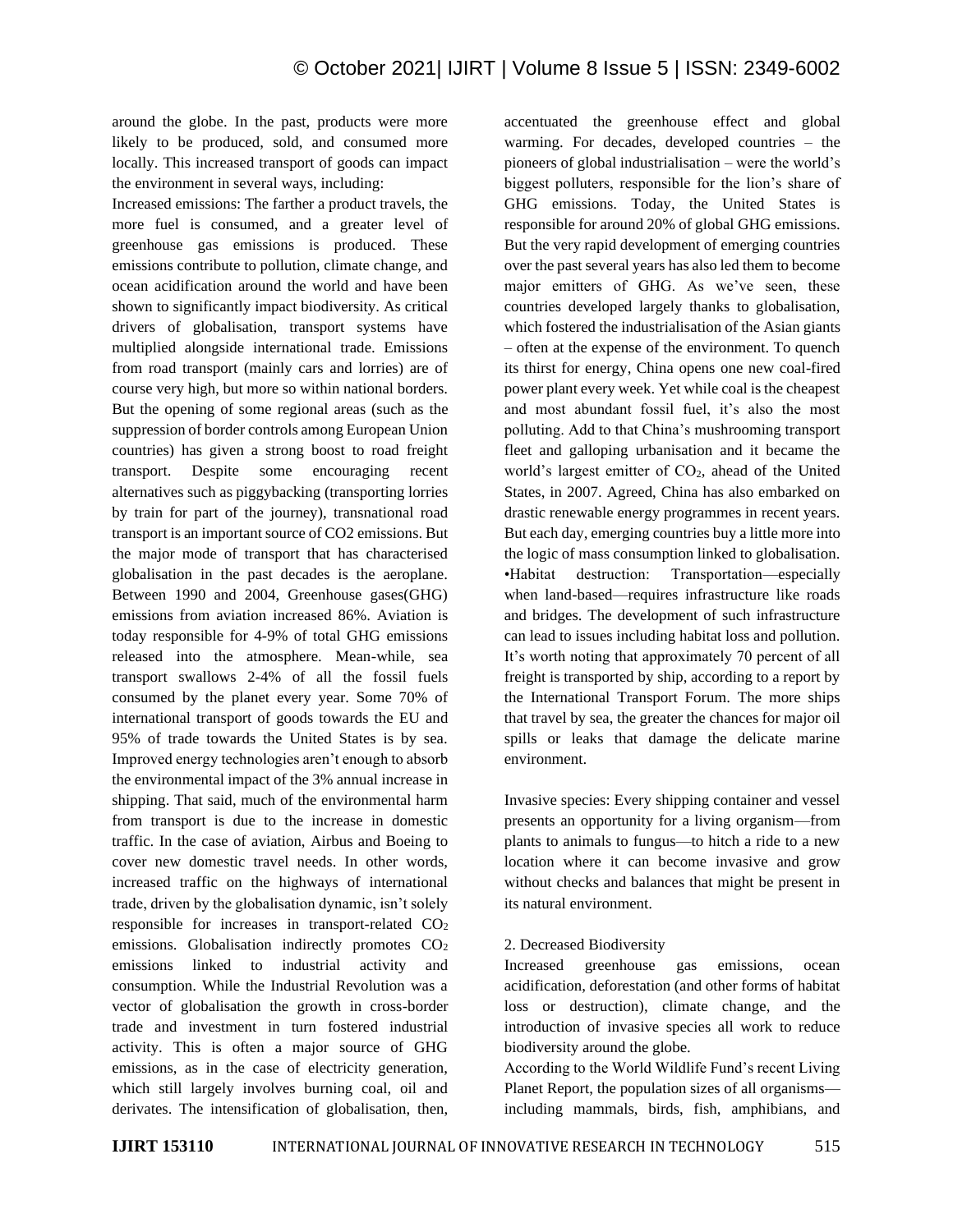around the globe. In the past, products were more likely to be produced, sold, and consumed more locally. This increased transport of goods can impact the environment in several ways, including:

Increased emissions: The farther a product travels, the more fuel is consumed, and a greater level of greenhouse gas emissions is produced. These emissions contribute to pollution, climate change, and ocean acidification around the world and have been shown to significantly impact biodiversity. As critical drivers of globalisation, transport systems have multiplied alongside international trade. Emissions from road transport (mainly cars and lorries) are of course very high, but more so within national borders. But the opening of some regional areas (such as the suppression of border controls among European Union countries) has given a strong boost to road freight transport. Despite some encouraging recent alternatives such as piggybacking (transporting lorries by train for part of the journey), transnational road transport is an important source of CO2 emissions. But the major mode of transport that has characterised globalisation in the past decades is the aeroplane. Between 1990 and 2004, Greenhouse gases(GHG) emissions from aviation increased 86%. Aviation is today responsible for 4-9% of total GHG emissions released into the atmosphere. Mean-while, sea transport swallows 2-4% of all the fossil fuels consumed by the planet every year. Some 70% of international transport of goods towards the EU and 95% of trade towards the United States is by sea. Improved energy technologies aren't enough to absorb the environmental impact of the 3% annual increase in shipping. That said, much of the environmental harm from transport is due to the increase in domestic traffic. In the case of aviation, Airbus and Boeing to cover new domestic travel needs. In other words, increased traffic on the highways of international trade, driven by the globalisation dynamic, isn't solely responsible for increases in transport-related $CO_2$ emissions. Globalisation indirectly promotes $CO_2$ emissions linked to industrial activity and consumption. While the Industrial Revolution was a vector of globalisation the growth in cross-border trade and investment in turn fostered industrial activity. This is often a major source of GHG emissions, as in the case of electricity generation, which still largely involves burning coal, oil and derivates. The intensification of globalisation, then, accentuated the greenhouse effect and global warming. For decades, developed countries – the pioneers of global industrialisation – were the world's biggest polluters, responsible for the lion's share of GHG emissions. Today, the United States is responsible for around 20% of global GHG emissions. But the very rapid development of emerging countries over the past several years has also led them to become major emitters of GHG. As we've seen, these countries developed largely thanks to globalisation, which fostered the industrialisation of the Asian giants – often at the expense of the environment. To quench its thirst for energy, China opens one new coal-fired power plant every week. Yet while coal is the cheapest and most abundant fossil fuel, it's also the most polluting. Add to that China's mushrooming transport fleet and galloping urbanisation and it became the world's largest emitter of $CO_2$, ahead of the United States, in 2007. Agreed, China has also embarked on drastic renewable energy programmes in recent years. But each day, emerging countries buy a little more into the logic of mass consumption linked to globalisation.

- Habitat destruction: Transportation—especially when land-based—requires infrastructure like roads and bridges. The development of such infrastructure can lead to issues including habitat loss and pollution. It's worth noting that approximately 70 percent of all freight is transported by ship, according to a report by the International Transport Forum. The more ships that travel by sea, the greater the chances for major oil spills or leaks that damage the delicate marine environment.

Invasive species: Every shipping container and vessel presents an opportunity for a living organism—from plants to animals to fungus—to hitch a ride to a new location where it can become invasive and grow without checks and balances that might be present in its natural environment.

## 2. Decreased Biodiversity

Increased greenhouse gas emissions, ocean acidification, deforestation (and other forms of habitat loss or destruction), climate change, and the introduction of invasive species all work to reduce biodiversity around the globe.

According to the World Wildlife Fund's recent Living Planet Report, the population sizes of all organisms—including mammals, birds, fish, amphibians, and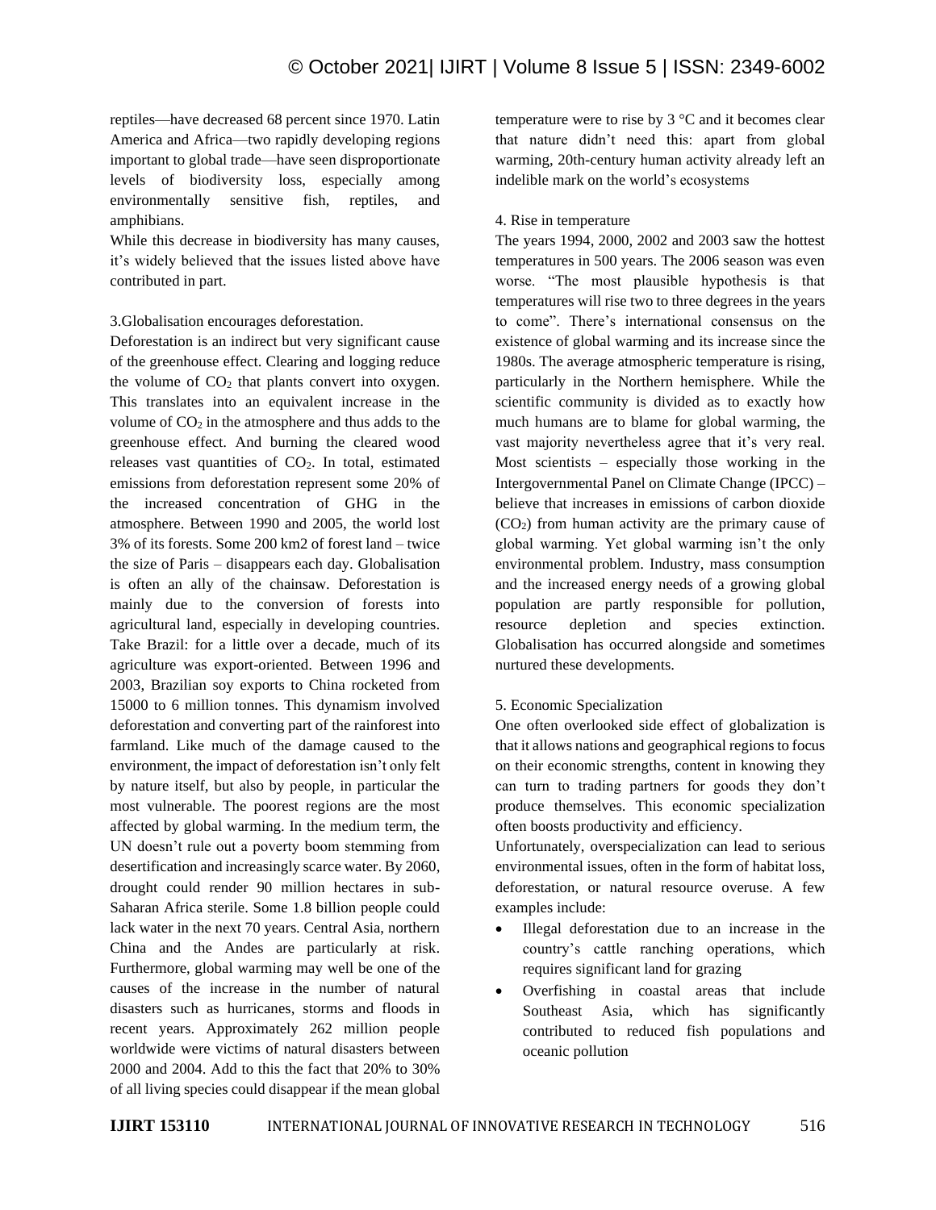reptiles—have decreased 68 percent since 1970. Latin America and Africa—two rapidly developing regions important to global trade—have seen disproportionate levels of biodiversity loss, especially among environmentally sensitive fish, reptiles, and amphibians.

While this decrease in biodiversity has many causes, it's widely believed that the issues listed above have contributed in part.

3.Globalisation encourages deforestation.

Deforestation is an indirect but very significant cause of the greenhouse effect. Clearing and logging reduce the volume of $CO_2$ that plants convert into oxygen. This translates into an equivalent increase in the volume of $CO_2$ in the atmosphere and thus adds to the greenhouse effect. And burning the cleared wood releases vast quantities of $CO_2$. In total, estimated emissions from deforestation represent some 20% of the increased concentration of GHG in the atmosphere. Between 1990 and 2005, the world lost 3% of its forests. Some 200 km2 of forest land – twice the size of Paris – disappears each day. Globalisation is often an ally of the chainsaw. Deforestation is mainly due to the conversion of forests into agricultural land, especially in developing countries. Take Brazil: for a little over a decade, much of its agriculture was export-oriented. Between 1996 and 2003, Brazilian soy exports to China rocketed from 15000 to 6 million tonnes. This dynamism involved deforestation and converting part of the rainforest into farmland. Like much of the damage caused to the environment, the impact of deforestation isn't only felt by nature itself, but also by people, in particular the most vulnerable. The poorest regions are the most affected by global warming. In the medium term, the UN doesn't rule out a poverty boom stemming from desertification and increasingly scarce water. By 2060, drought could render 90 million hectares in sub-Saharan Africa sterile. Some 1.8 billion people could lack water in the next 70 years. Central Asia, northern China and the Andes are particularly at risk. Furthermore, global warming may well be one of the causes of the increase in the number of natural disasters such as hurricanes, storms and floods in recent years. Approximately 262 million people worldwide were victims of natural disasters between 2000 and 2004. Add to this the fact that 20% to 30% of all living species could disappear if the mean global temperature were to rise by 3 °C and it becomes clear that nature didn't need this: apart from global warming, 20th-century human activity already left an indelible mark on the world's ecosystems

4. Rise in temperature

The years 1994, 2000, 2002 and 2003 saw the hottest temperatures in 500 years. The 2006 season was even worse. "The most plausible hypothesis is that temperatures will rise two to three degrees in the years to come". There's international consensus on the existence of global warming and its increase since the 1980s. The average atmospheric temperature is rising, particularly in the Northern hemisphere. While the scientific community is divided as to exactly how much humans are to blame for global warming, the vast majority nevertheless agree that it's very real. Most scientists – especially those working in the Intergovernmental Panel on Climate Change (IPCC) – believe that increases in emissions of carbon dioxide ($CO_2$) from human activity are the primary cause of global warming. Yet global warming isn't the only environmental problem. Industry, mass consumption and the increased energy needs of a growing global population are partly responsible for pollution, resource depletion and species extinction. Globalisation has occurred alongside and sometimes nurtured these developments.

5. Economic Specialization

One often overlooked side effect of globalization is that it allows nations and geographical regions to focus on their economic strengths, content in knowing they can turn to trading partners for goods they don't produce themselves. This economic specialization often boosts productivity and efficiency.

Unfortunately, overspecialization can lead to serious environmental issues, often in the form of habitat loss, deforestation, or natural resource overuse. A few examples include:

- Illegal deforestation due to an increase in the country's cattle ranching operations, which requires significant land for grazing
- Overfishing in coastal areas that include Southeast Asia, which has significantly contributed to reduced fish populations and oceanic pollution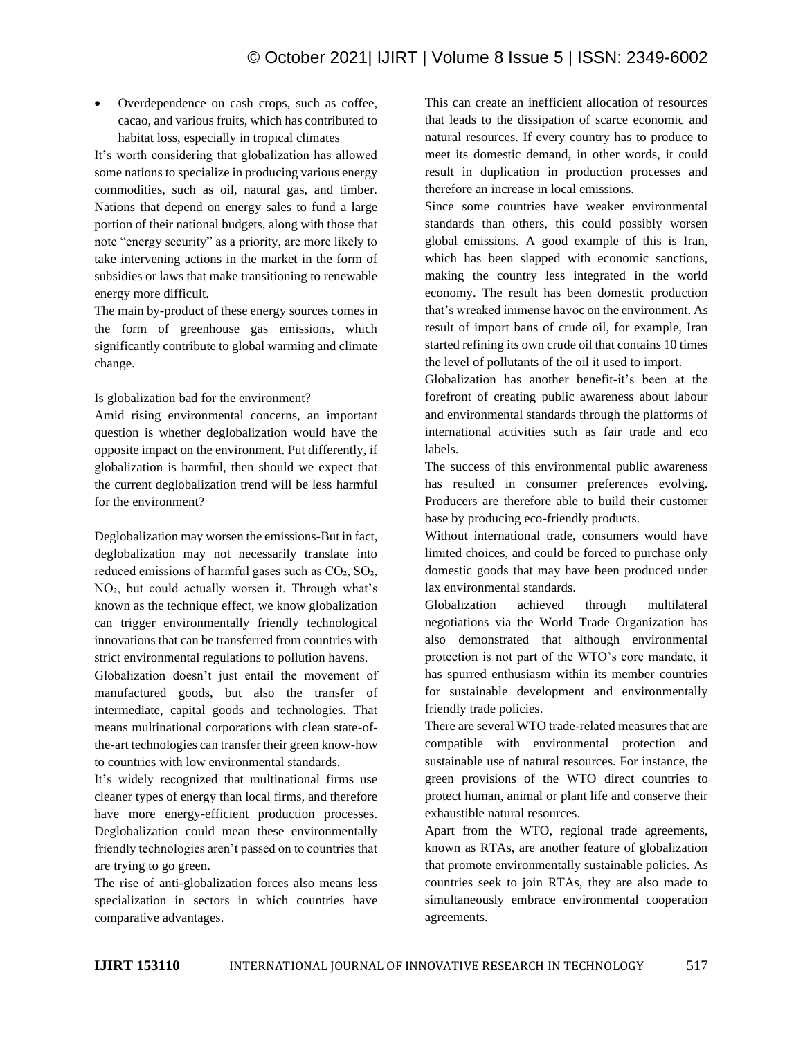- Overdependence on cash crops, such as coffee, cacao, and various fruits, which has contributed to habitat loss, especially in tropical climates

It's worth considering that globalization has allowed some nations to specialize in producing various energy commodities, such as oil, natural gas, and timber. Nations that depend on energy sales to fund a large portion of their national budgets, along with those that note "energy security" as a priority, are more likely to take intervening actions in the market in the form of subsidies or laws that make transitioning to renewable energy more difficult.

The main by-product of these energy sources comes in the form of greenhouse gas emissions, which significantly contribute to global warming and climate change.

Is globalization bad for the environment?

Amid rising environmental concerns, an important question is whether deglobalization would have the opposite impact on the environment. Put differently, if globalization is harmful, then should we expect that the current deglobalization trend will be less harmful for the environment?

Deglobalization may worsen the emissions-But in fact, deglobalization may not necessarily translate into reduced emissions of harmful gases such as $CO_2$, $SO_2$, $NO_2$, but could actually worsen it. Through what's known as the technique effect, we know globalization can trigger environmentally friendly technological innovations that can be transferred from countries with strict environmental regulations to pollution havens.

Globalization doesn't just entail the movement of manufactured goods, but also the transfer of intermediate, capital goods and technologies. That means multinational corporations with clean state-of-the-art technologies can transfer their green know-how to countries with low environmental standards.

It's widely recognized that multinational firms use cleaner types of energy than local firms, and therefore have more energy-efficient production processes. Deglobalization could mean these environmentally friendly technologies aren't passed on to countries that are trying to go green.

The rise of anti-globalization forces also means less specialization in sectors in which countries have comparative advantages.

This can create an inefficient allocation of resources that leads to the dissipation of scarce economic and natural resources. If every country has to produce to meet its domestic demand, in other words, it could result in duplication in production processes and therefore an increase in local emissions.

Since some countries have weaker environmental standards than others, this could possibly worsen global emissions. A good example of this is Iran, which has been slapped with economic sanctions, making the country less integrated in the world economy. The result has been domestic production that's wreaked immense havoc on the environment. As result of import bans of crude oil, for example, Iran started refining its own crude oil that contains 10 times the level of pollutants of the oil it used to import.

Globalization has another benefit-it's been at the forefront of creating public awareness about labour and environmental standards through the platforms of international activities such as fair trade and eco labels.

The success of this environmental public awareness has resulted in consumer preferences evolving. Producers are therefore able to build their customer base by producing eco-friendly products.

Without international trade, consumers would have limited choices, and could be forced to purchase only domestic goods that may have been produced under lax environmental standards.

Globalization achieved through multilateral negotiations via the World Trade Organization has also demonstrated that although environmental protection is not part of the WTO's core mandate, it has spurred enthusiasm within its member countries for sustainable development and environmentally friendly trade policies.

There are several WTO trade-related measures that are compatible with environmental protection and sustainable use of natural resources. For instance, the green provisions of the WTO direct countries to protect human, animal or plant life and conserve their exhaustible natural resources.

Apart from the WTO, regional trade agreements, known as RTAs, are another feature of globalization that promote environmentally sustainable policies. As countries seek to join RTAs, they are also made to simultaneously embrace environmental cooperation agreements.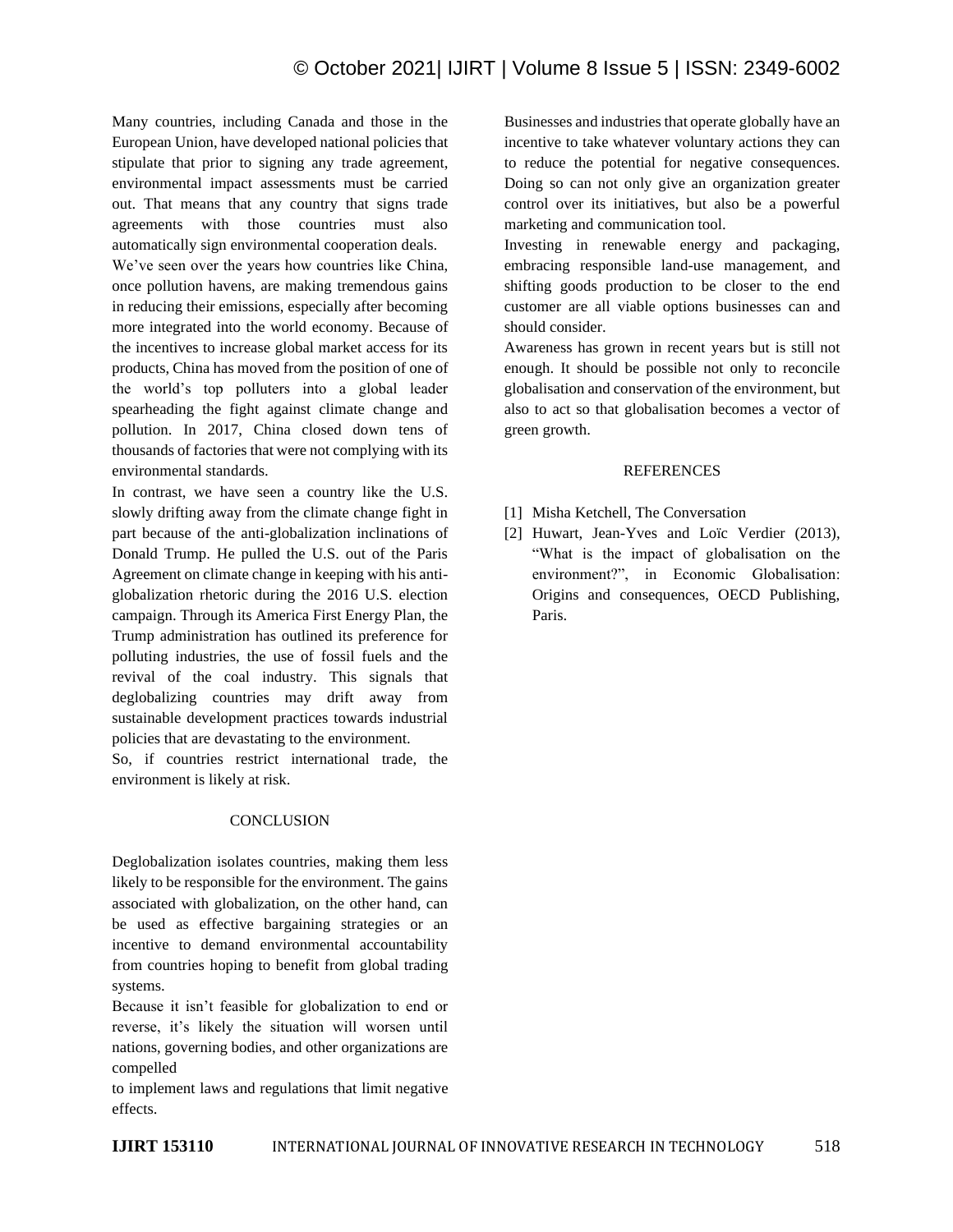Many countries, including Canada and those in the European Union, have developed national policies that stipulate that prior to signing any trade agreement, environmental impact assessments must be carried out. That means that any country that signs trade agreements with those countries must also automatically sign environmental cooperation deals.

We've seen over the years how countries like China, once pollution havens, are making tremendous gains in reducing their emissions, especially after becoming more integrated into the world economy. Because of the incentives to increase global market access for its products, China has moved from the position of one of the world's top polluters into a global leader spearheading the fight against climate change and pollution. In 2017, China closed down tens of thousands of factories that were not complying with its environmental standards.

In contrast, we have seen a country like the U.S. slowly drifting away from the climate change fight in part because of the anti-globalization inclinations of Donald Trump. He pulled the U.S. out of the Paris Agreement on climate change in keeping with his anti-globalization rhetoric during the 2016 U.S. election campaign. Through its America First Energy Plan, the Trump administration has outlined its preference for polluting industries, the use of fossil fuels and the revival of the coal industry. This signals that deglobalizing countries may drift away from sustainable development practices towards industrial policies that are devastating to the environment.

So, if countries restrict international trade, the environment is likely at risk.

## CONCLUSION

Deglobalization isolates countries, making them less likely to be responsible for the environment. The gains associated with globalization, on the other hand, can be used as effective bargaining strategies or an incentive to demand environmental accountability from countries hoping to benefit from global trading systems.

Because it isn't feasible for globalization to end or reverse, it's likely the situation will worsen until nations, governing bodies, and other organizations are compelled to implement laws and regulations that limit negative effects.

Businesses and industries that operate globally have an incentive to take whatever voluntary actions they can to reduce the potential for negative consequences. Doing so can not only give an organization greater control over its initiatives, but also be a powerful marketing and communication tool.

Investing in renewable energy and packaging, embracing responsible land-use management, and shifting goods production to be closer to the end customer are all viable options businesses can and should consider.

Awareness has grown in recent years but is still not enough. It should be possible not only to reconcile globalisation and conservation of the environment, but also to act so that globalisation becomes a vector of green growth.

## REFERENCES

[1] Misha Ketchell, The Conversation

[2] Huwart, Jean-Yves and Loïc Verdier (2013), "What is the impact of globalisation on the environment?", in Economic Globalisation: Origins and consequences, OECD Publishing, Paris.